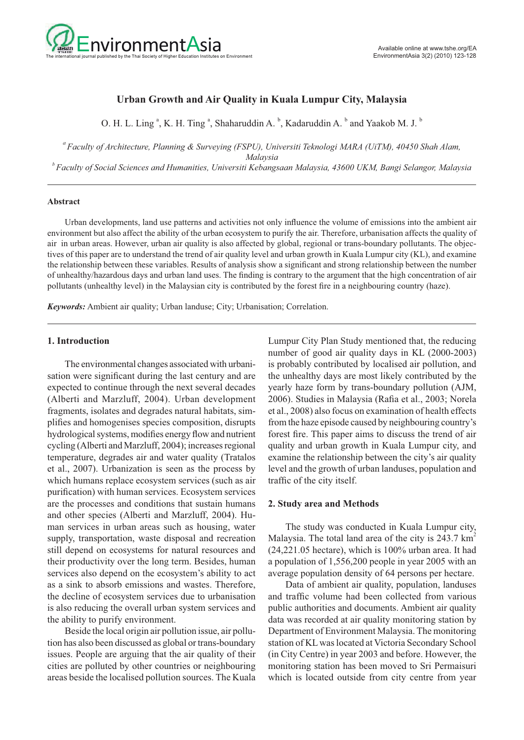# Urban Growth and Air Quality in Kuala Lumpur City, Malaysia

O. H. L. Ling [a], K. H. Ting [a], Shaharuddin A. [b], Kadaruddin A. [b] and Yaakob M. J. [b]

[a] *Faculty of Architecture, Planning & Surveying (FSPU), Universiti Teknologi MARA (UiTM), 40450 Shah Alam, Malaysia*

[b] *Faculty of Social Sciences and Humanities, Universiti Kebangsaan Malaysia, 43600 UKM, Bangi Selangor, Malaysia*

---

## Abstract

Urban developments, land use patterns and activities not only influence the volume of emissions into the ambient air environment but also affect the ability of the urban ecosystem to purify the air. Therefore, urbanisation affects the quality of air in urban areas. However, urban air quality is also affected by global, regional or trans-boundary pollutants. The objectives of this paper are to understand the trend of air quality level and urban growth in Kuala Lumpur city (KL), and examine the relationship between these variables. Results of analysis show a significant and strong relationship between the number of unhealthy/hazardous days and urban land uses. The finding is contrary to the argument that the high concentration of air pollutants (unhealthy level) in the Malaysian city is contributed by the forest fire in a neighbouring country (haze).

***Keywords:*** Ambient air quality; Urban landuse; City; Urbanisation; Correlation.

---

## 1. Introduction

The environmental changes associated with urbanisation were significant during the last century and are expected to continue through the next several decades (Alberti and Marzluff, 2004). Urban development fragments, isolates and degrades natural habitats, simplifies and homogenises species composition, disrupts hydrological systems, modifies energy flow and nutrient cycling (Alberti and Marzluff, 2004); increases regional temperature, degrades air and water quality (Tratalos et al., 2007). Urbanization is seen as the process by which humans replace ecosystem services (such as air purification) with human services. Ecosystem services are the processes and conditions that sustain humans and other species (Alberti and Marzluff, 2004). Human services in urban areas such as housing, water supply, transportation, waste disposal and recreation still depend on ecosystems for natural resources and their productivity over the long term. Besides, human services also depend on the ecosystem's ability to act as a sink to absorb emissions and wastes. Therefore, the decline of ecosystem services due to urbanisation is also reducing the overall urban system services and the ability to purify environment.

Beside the local origin air pollution issue, air pollution has also been discussed as global or trans-boundary issues. People are arguing that the air quality of their cities are polluted by other countries or neighbouring areas beside the localised pollution sources. The Kuala Lumpur City Plan Study mentioned that, the reducing number of good air quality days in KL (2000-2003) is probably contributed by localised air pollution, and the unhealthy days are most likely contributed by the yearly haze form by trans-boundary pollution (AJM, 2006). Studies in Malaysia (Rafia et al., 2003; Norela et al., 2008) also focus on examination of health effects from the haze episode caused by neighbouring country's forest fire. This paper aims to discuss the trend of air quality and urban growth in Kuala Lumpur city, and examine the relationship between the city's air quality level and the growth of urban landuses, population and traffic of the city itself.

## 2. Study area and Methods

The study was conducted in Kuala Lumpur city, Malaysia. The total land area of the city is 243.7 $km^2$ (24,221.05 hectare), which is 100% urban area. It had a population of 1,556,200 people in year 2005 with an average population density of 64 persons per hectare.

Data of ambient air quality, population, landuses and traffic volume had been collected from various public authorities and documents. Ambient air quality data was recorded at air quality monitoring station by Department of Environment Malaysia. The monitoring station of KL was located at Victoria Secondary School (in City Centre) in year 2003 and before. However, the monitoring station has been moved to Sri Permaisuri which is located outside from city centre from year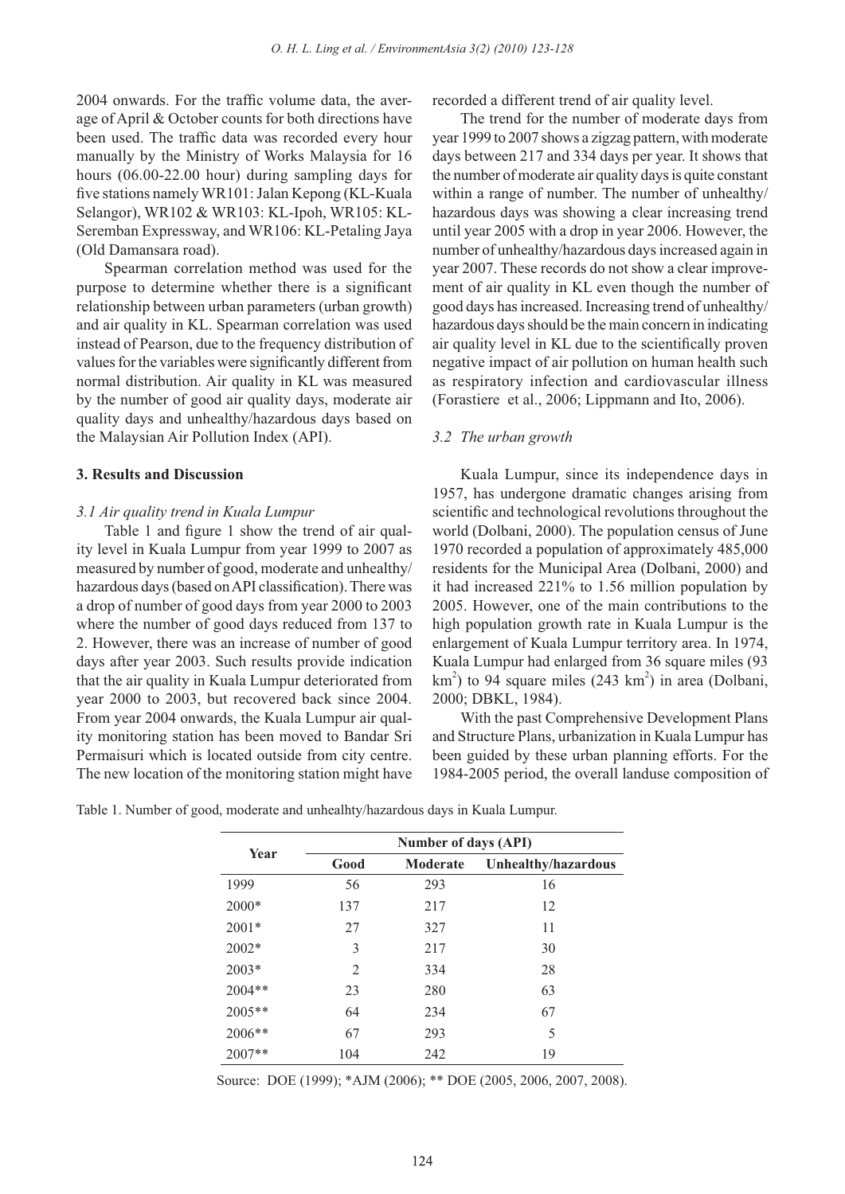2004 onwards. For the traffic volume data, the average of April & October counts for both directions have been used. The traffic data was recorded every hour manually by the Ministry of Works Malaysia for 16 hours (06.00-22.00 hour) during sampling days for five stations namely WR101: Jalan Kepong (KL-Kuala Selangor), WR102 & WR103: KL-Ipoh, WR105: KL-Seremban Expressway, and WR106: KL-Petaling Jaya (Old Damansara road).

Spearman correlation method was used for the purpose to determine whether there is a significant relationship between urban parameters (urban growth) and air quality in KL. Spearman correlation was used instead of Pearson, due to the frequency distribution of values for the variables were significantly different from normal distribution. Air quality in KL was measured by the number of good air quality days, moderate air quality days and unhealthy/hazardous days based on the Malaysian Air Pollution Index (API).

## 3. Results and Discussion

### *3.1 Air quality trend in Kuala Lumpur*

Table 1 and figure 1 show the trend of air quality level in Kuala Lumpur from year 1999 to 2007 as measured by number of good, moderate and unhealthy/hazardous days (based on API classification). There was a drop of number of good days from year 2000 to 2003 where the number of good days reduced from 137 to 2. However, there was an increase of number of good days after year 2003. Such results provide indication that the air quality in Kuala Lumpur deteriorated from year 2000 to 2003, but recovered back since 2004. From year 2004 onwards, the Kuala Lumpur air quality monitoring station has been moved to Bandar Sri Permaisuri which is located outside from city centre. The new location of the monitoring station might have recorded a different trend of air quality level.

The trend for the number of moderate days from year 1999 to 2007 shows a zigzag pattern, with moderate days between 217 and 334 days per year. It shows that the number of moderate air quality days is quite constant within a range of number. The number of unhealthy/hazardous days was showing a clear increasing trend until year 2005 with a drop in year 2006. However, the number of unhealthy/hazardous days increased again in year 2007. These records do not show a clear improvement of air quality in KL even though the number of good days has increased. Increasing trend of unhealthy/hazardous days should be the main concern in indicating air quality level in KL due to the scientifically proven negative impact of air pollution on human health such as respiratory infection and cardiovascular illness (Forastiere et al., 2006; Lippmann and Ito, 2006).

### *3.2 The urban growth*

Kuala Lumpur, since its independence days in 1957, has undergone dramatic changes arising from scientific and technological revolutions throughout the world (Dolbani, 2000). The population census of June 1970 recorded a population of approximately 485,000 residents for the Municipal Area (Dolbani, 2000) and it had increased 221% to 1.56 million population by 2005. However, one of the main contributions to the high population growth rate in Kuala Lumpur is the enlargement of Kuala Lumpur territory area. In 1974, Kuala Lumpur had enlarged from 36 square miles (93 $km^2$) to 94 square miles (243 $km^2$) in area (Dolbani, 2000; DBKL, 1984).

With the past Comprehensive Development Plans and Structure Plans, urbanization in Kuala Lumpur has been guided by these urban planning efforts. For the 1984-2005 period, the overall landuse composition of

Table 1. Number of good, moderate and unealhty/hazardous days in Kuala Lumpur.

| Year | Number of days (API) | | |
|---|---|---|---|
| | Good | Moderate | Unhealthy/hazardous |
| 1999 | 56 | 293 | 16 |
| 2000* | 137 | 217 | 12 |
| 2001* | 27 | 327 | 11 |
| 2002* | 3 | 217 | 30 |
| 2003* | 2 | 334 | 28 |
| 2004** | 23 | 280 | 63 |
| 2005** | 64 | 234 | 67 |
| 2006** | 67 | 293 | 5 |
| 2007** | 104 | 242 | 19 |

Source: DOE (1999); *AJM (2006); ** DOE (2005, 2006, 2007, 2008).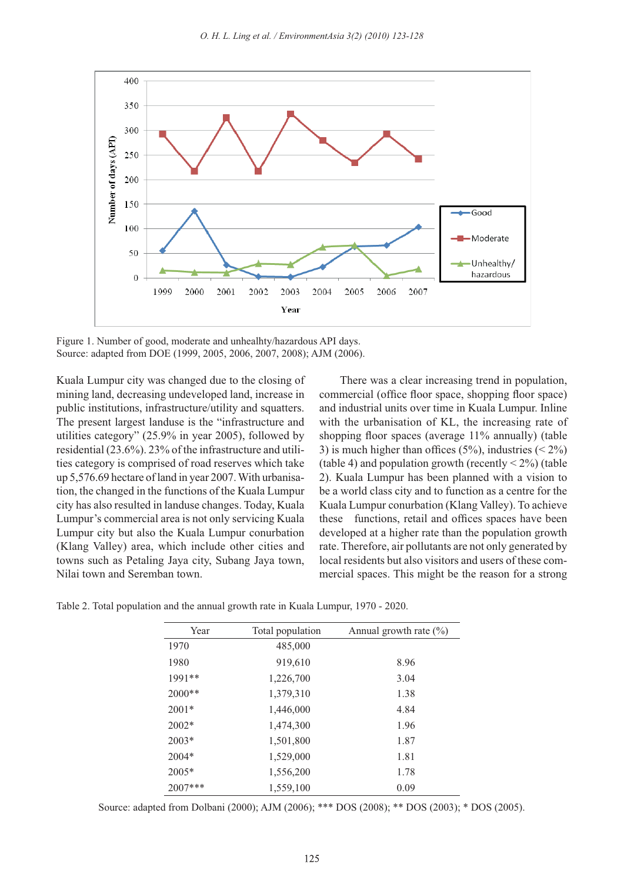Figure 1. Number of good, moderate and unhealhty/hazardous API days.
Source: adapted from DOE (1999, 2005, 2006, 2007, 2008); AJM (2006).

Kuala Lumpur city was changed due to the closing of mining land, decreasing undeveloped land, increase in public institutions, infrastructure/utility and squatters. The present largest landuse is the "infrastructure and utilities category" (25.9% in year 2005), followed by residential (23.6%). 23% of the infrastructure and utilities category is comprised of road reserves which take up 5,576.69 hectare of land in year 2007. With urbanisation, the changed in the functions of the Kuala Lumpur city has also resulted in landuse changes. Today, Kuala Lumpur's commercial area is not only servicing Kuala Lumpur city but also the Kuala Lumpur conurbation (Klang Valley) area, which include other cities and towns such as Petaling Jaya city, Subang Jaya town, Nilai town and Seremban town.

There was a clear increasing trend in population, commercial (office floor space, shopping floor space) and industrial units over time in Kuala Lumpur. Inline with the urbanisation of KL, the increasing rate of shopping floor spaces (average 11% annually) (table 3) is much higher than offices (5%), industries (< 2%) (table 4) and population growth (recently < 2%) (table 2). Kuala Lumpur has been planned with a vision to be a world class city and to function as a centre for the Kuala Lumpur conurbation (Klang Valley). To achieve these functions, retail and offices spaces have been developed at a higher rate than the population growth rate. Therefore, air pollutants are not only generated by local residents but also visitors and users of these commercial spaces. This might be the reason for a strong

Table 2. Total population and the annual growth rate in Kuala Lumpur, 1970 - 2020.

| Year | Total population | Annual growth rate (%) |
|---|---|---|
| 1970 | 485,000 | |
| 1980 | 919,610 | 8.96 |
| 1991** | 1,226,700 | 3.04 |
| 2000** | 1,379,310 | 1.38 |
| 2001* | 1,446,000 | 4.84 |
| 2002* | 1,474,300 | 1.96 |
| 2003* | 1,501,800 | 1.87 |
| 2004* | 1,529,000 | 1.81 |
| 2005* | 1,556,200 | 1.78 |
| 2007*** | 1,559,100 | 0.09 |

Source: adapted from Dolbani (2000); AJM (2006); *** DOS (2008); ** DOS (2003); * DOS (2005).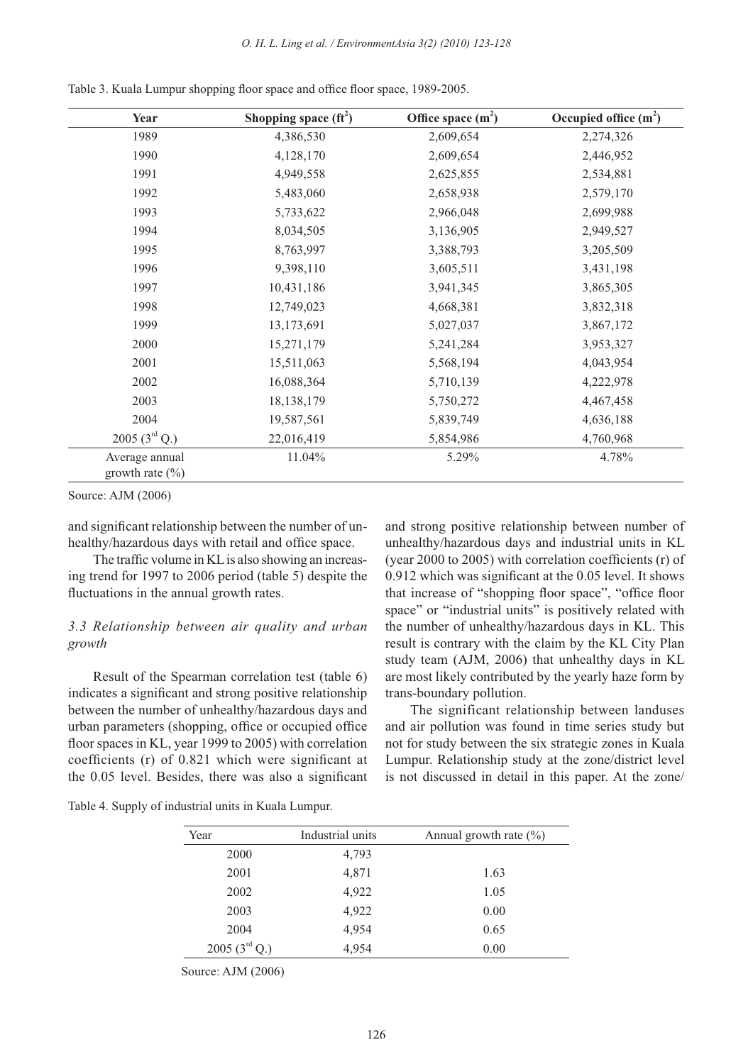Table 3. Kuala Lumpur shopping floor space and office floor space, 1989-2005.

| Year | Shopping space ($ft^2$) | Office space ($m^2$) | Occupied office ($m^2$) |
|---|---|---|---|
| 1989 | 4,386,530 | 2,609,654 | 2,274,326 |
| 1990 | 4,128,170 | 2,609,654 | 2,446,952 |
| 1991 | 4,949,558 | 2,625,855 | 2,534,881 |
| 1992 | 5,483,060 | 2,658,938 | 2,579,170 |
| 1993 | 5,733,622 | 2,966,048 | 2,699,988 |
| 1994 | 8,034,505 | 3,136,905 | 2,949,527 |
| 1995 | 8,763,997 | 3,388,793 | 3,205,509 |
| 1996 | 9,398,110 | 3,605,511 | 3,431,198 |
| 1997 | 10,431,186 | 3,941,345 | 3,865,305 |
| 1998 | 12,749,023 | 4,668,381 | 3,832,318 |
| 1999 | 13,173,691 | 5,027,037 | 3,867,172 |
| 2000 | 15,271,179 | 5,241,284 | 3,953,327 |
| 2001 | 15,511,063 | 5,568,194 | 4,043,954 |
| 2002 | 16,088,364 | 5,710,139 | 4,222,978 |
| 2003 | 18,138,179 | 5,750,272 | 4,467,458 |
| 2004 | 19,587,561 | 5,839,749 | 4,636,188 |
| 2005 (3rd Q.) | 22,016,419 | 5,854,986 | 4,760,968 |
| Average annual growth rate (%) | 11.04% | 5.29% | 4.78% |

Source: AJM (2006)

and significant relationship between the number of unhealthy/hazardous days with retail and office space.

The traffic volume in KL is also showing an increasing trend for 1997 to 2006 period (table 5) despite the fluctuations in the annual growth rates.

### *3.3 Relationship between air quality and urban growth*

Result of the Spearman correlation test (table 6) indicates a significant and strong positive relationship between the number of unhealthy/hazardous days and urban parameters (shopping, office or occupied office floor spaces in KL, year 1999 to 2005) with correlation coefficients (r) of 0.821 which were significant at the 0.05 level. Besides, there was also a significant and strong positive relationship between number of unhealthy/hazardous days and industrial units in KL (year 2000 to 2005) with correlation coefficients (r) of 0.912 which was significant at the 0.05 level. It shows that increase of "shopping floor space", "office floor space" or "industrial units" is positively related with the number of unhealthy/hazardous days in KL. This result is contrary with the claim by the KL City Plan study team (AJM, 2006) that unhealthy days in KL are most likely contributed by the yearly haze form by trans-boundary pollution.

The significant relationship between landuses and air pollution was found in time series study but not for study between the six strategic zones in Kuala Lumpur. Relationship study at the zone/district level is not discussed in detail in this paper. At the zone/

Table 4. Supply of industrial units in Kuala Lumpur.

| Year | Industrial units | Annual growth rate (%) |
|---|---|---|
| 2000 | 4,793 | |
| 2001 | 4,871 | 1.63 |
| 2002 | 4,922 | 1.05 |
| 2003 | 4,922 | 0.00 |
| 2004 | 4,954 | 0.65 |
| 2005 (3rd Q.) | 4,954 | 0.00 |

Source: AJM (2006)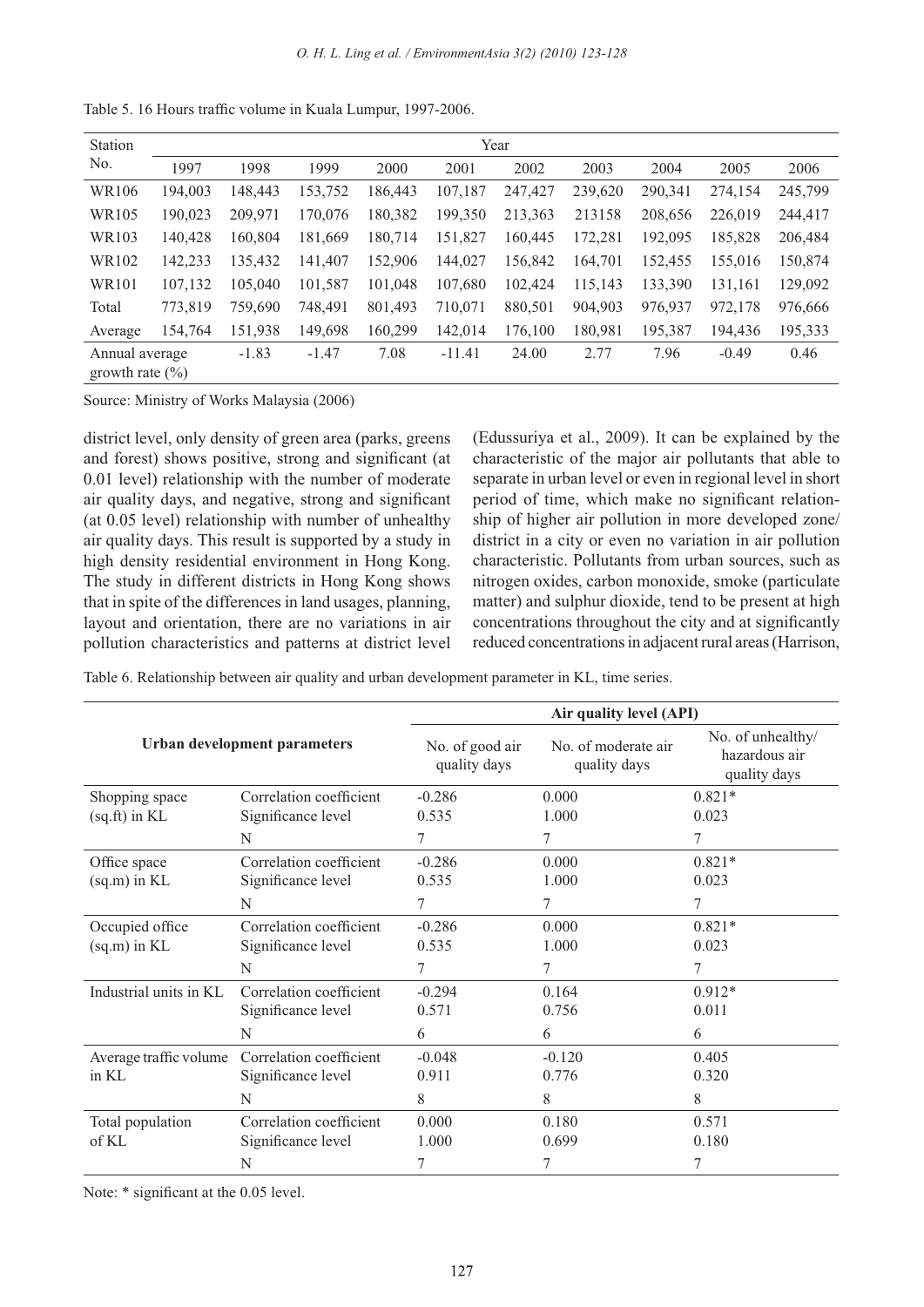Table 5. 16 Hours traffic volume in Kuala Lumpur, 1997-2006.

| Station No. | 1997 | 1998 | 1999 | 2000 | 2001 | 2002 | 2003 | 2004 | 2005 | 2006 |
|---|---|---|---|---|---|---|---|---|---|---|
| WR106 | 194,003 | 148,443 | 153,752 | 186,443 | 107,187 | 247,427 | 239,620 | 290,341 | 274,154 | 245,799 |
| WR105 | 190,023 | 209,971 | 170,076 | 180,382 | 199,350 | 213,363 | 213158 | 208,656 | 226,019 | 244,417 |
| WR103 | 140,428 | 160,804 | 181,669 | 180,714 | 151,827 | 160,445 | 172,281 | 192,095 | 185,828 | 206,484 |
| WR102 | 142,233 | 135,432 | 141,407 | 152,906 | 144,027 | 156,842 | 164,701 | 152,455 | 155,016 | 150,874 |
| WR101 | 107,132 | 105,040 | 101,587 | 101,048 | 107,680 | 102,424 | 115,143 | 133,390 | 131,161 | 129,092 |
| Total | 773,819 | 759,690 | 748,491 | 801,493 | 710,071 | 880,501 | 904,903 | 976,937 | 972,178 | 976,666 |
| Average | 154,764 | 151,938 | 149,698 | 160,299 | 142,014 | 176,100 | 180,981 | 195,387 | 194,436 | 195,333 |
| Annual average growth rate (%) | | -1.83 | -1.47 | 7.08 | -11.41 | 24.00 | 2.77 | 7.96 | -0.49 | 0.46 |

Source: Ministry of Works Malaysia (2006)

district level, only density of green area (parks, greens and forest) shows positive, strong and significant (at 0.01 level) relationship with the number of moderate air quality days, and negative, strong and significant (at 0.05 level) relationship with number of unhealthy air quality days. This result is supported by a study in high density residential environment in Hong Kong. The study in different districts in Hong Kong shows that in spite of the differences in land usages, planning, layout and orientation, there are no variations in air pollution characteristics and patterns at district level (Edussuriya et al., 2009). It can be explained by the characteristic of the major air pollutants that able to separate in urban level or even in regional level in short period of time, which make no significant relationship of higher air pollution in more developed zone/district in a city or even no variation in air pollution characteristic. Pollutants from urban sources, such as nitrogen oxides, carbon monoxide, smoke (particulate matter) and sulphur dioxide, tend to be present at high concentrations throughout the city and at significantly reduced concentrations in adjacent rural areas (Harrison,

Table 6. Relationship between air quality and urban development parameter in KL, time series.

| Urban development parameters | | Air quality level (API) | | |
|---|---|---|---|---|
| | | No. of good air quality days | No. of moderate air quality days | No. of unhealthy/ hazardous air quality days |
| Shopping space (sq.ft) in KL | Correlation coefficient | -0.286 | 0.000 | 0.821* |
| | Significance level | 0.535 | 1.000 | 0.023 |
| | N | 7 | 7 | 7 |
| Office space (sq.m) in KL | Correlation coefficient | -0.286 | 0.000 | 0.821* |
| | Significance level | 0.535 | 1.000 | 0.023 |
| | N | 7 | 7 | 7 |
| Occupied office (sq.m) in KL | Correlation coefficient | -0.286 | 0.000 | 0.821* |
| | Significance level | 0.535 | 1.000 | 0.023 |
| | N | 7 | 7 | 7 |
| Industrial units in KL | Correlation coefficient | -0.294 | 0.164 | 0.912* |
| | Significance level | 0.571 | 0.756 | 0.011 |
| | N | 6 | 6 | 6 |
| Average traffic volume in KL | Correlation coefficient | -0.048 | -0.120 | 0.405 |
| | Significance level | 0.911 | 0.776 | 0.320 |
| | N | 8 | 8 | 8 |
| Total population of KL | Correlation coefficient | 0.000 | 0.180 | 0.571 |
| | Significance level | 1.000 | 0.699 | 0.180 |
| | N | 7 | 7 | 7 |

Note: * significant at the 0.05 level.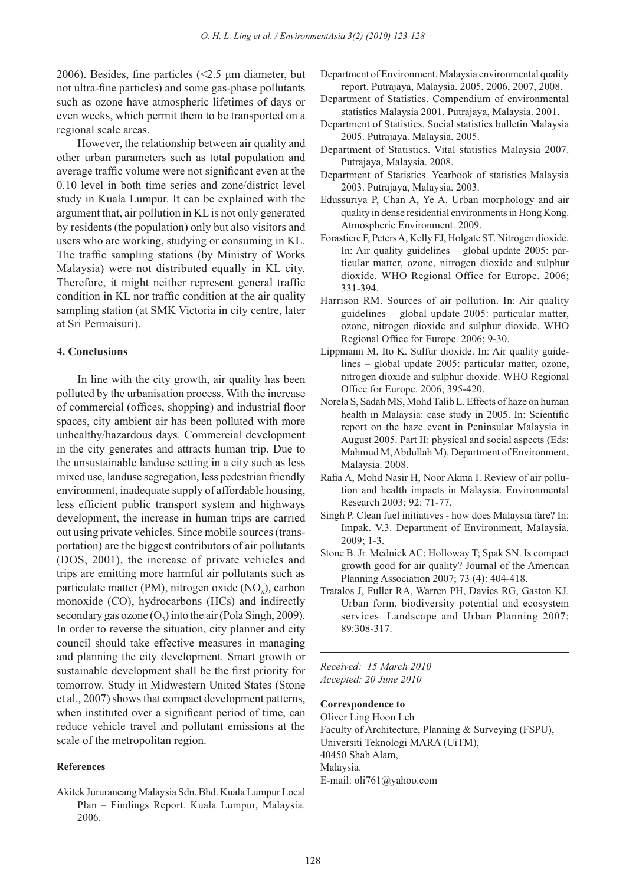2006). Besides, fine particles (<2.5 μm diameter, but not ultra-fine particles) and some gas-phase pollutants such as ozone have atmospheric lifetimes of days or even weeks, which permit them to be transported on a regional scale areas.

However, the relationship between air quality and other urban parameters such as total population and average traffic volume were not significant even at the 0.10 level in both time series and zone/district level study in Kuala Lumpur. It can be explained with the argument that, air pollution in KL is not only generated by residents (the population) only but also visitors and users who are working, studying or consuming in KL. The traffic sampling stations (by Ministry of Works Malaysia) were not distributed equally in KL city. Therefore, it might neither represent general traffic condition in KL nor traffic condition at the air quality sampling station (at SMK Victoria in city centre, later at Sri Permaisuri).

## 4. Conclusions

In line with the city growth, air quality has been polluted by the urbanisation process. With the increase of commercial (offices, shopping) and industrial floor spaces, city ambient air has been polluted with more unhealthy/hazardous days. Commercial development in the city generates and attracts human trip. Due to the unsustainable landuse setting in a city such as less mixed use, landuse segregation, less pedestrian friendly environment, inadequate supply of affordable housing, less efficient public transport system and highways development, the increase in human trips are carried out using private vehicles. Since mobile sources (transportation) are the biggest contributors of air pollutants (DOS, 2001), the increase of private vehicles and trips are emitting more harmful air pollutants such as particulate matter (PM), nitrogen oxide ($NO_x$), carbon monoxide (CO), hydrocarbons (HCs) and indirectly secondary gas ozone ($O_3$) into the air (Pola Singh, 2009). In order to reverse the situation, city planner and city council should take effective measures in managing and planning the city development. Smart growth or sustainable development shall be the first priority for tomorrow. Study in Midwestern United States (Stone et al., 2007) shows that compact development patterns, when instituted over a significant period of time, can reduce vehicle travel and pollutant emissions at the scale of the metropolitan region.

### References

Akitek Jururancang Malaysia Sdn. Bhd. Kuala Lumpur Local Plan – Findings Report. Kuala Lumpur, Malaysia. 2006.

Department of Environment. Malaysia environmental quality report. Putrajaya, Malaysia. 2005, 2006, 2007, 2008.

Department of Statistics. Compendium of environmental statistics Malaysia 2001. Putrajaya, Malaysia. 2001.

Department of Statistics. Social statistics bulletin Malaysia 2005. Putrajaya. Malaysia. 2005.

Department of Statistics. Vital statistics Malaysia 2007. Putrajaya, Malaysia. 2008.

Department of Statistics. Yearbook of statistics Malaysia 2003. Putrajaya, Malaysia. 2003.

Edussuriya P, Chan A, Ye A. Urban morphology and air quality in dense residential environments in Hong Kong. Atmospheric Environment. 2009.

Forastiere F, Peters A, Kelly FJ, Holgate ST. Nitrogen dioxide. In: Air quality guidelines – global update 2005: particular matter, ozone, nitrogen dioxide and sulphur dioxide. WHO Regional Office for Europe. 2006; 331-394.

Harrison RM. Sources of air pollution. In: Air quality guidelines – global update 2005: particular matter, ozone, nitrogen dioxide and sulphur dioxide. WHO Regional Office for Europe. 2006; 9-30.

Lippmann M, Ito K. Sulfur dioxide. In: Air quality guidelines – global update 2005: particular matter, ozone, nitrogen dioxide and sulphur dioxide. WHO Regional Office for Europe. 2006; 395-420.

Norela S, Sadah MS, Mohd Talib L. Effects of haze on human health in Malaysia: case study in 2005. In: Scientific report on the haze event in Peninsular Malaysia in August 2005. Part II: physical and social aspects (Eds: Mahmud M, Abdullah M). Department of Environment, Malaysia. 2008.

Rafia A, Mohd Nasir H, Noor Akma I. Review of air pollution and health impacts in Malaysia. Environmental Research 2003; 92: 71-77.

Singh P. Clean fuel initiatives - how does Malaysia fare? In: Impak. V.3. Department of Environment, Malaysia. 2009; 1-3.

Stone B. Jr. Mednick AC; Holloway T; Spak SN. Is compact growth good for air quality? Journal of the American Planning Association 2007; 73 (4): 404-418.

Tratalos J, Fuller RA, Warren PH, Davies RG, Gaston KJ. Urban form, biodiversity potential and ecosystem services. Landscape and Urban Planning 2007; 89:308-317.

*Received: 15 March 2010*
*Accepted: 20 June 2010*

**Correspondence to**
Oliver Ling Hoon Leh
Faculty of Architecture, Planning & Surveying (FSPU),
Universiti Teknologi MARA (UiTM),
40450 Shah Alam,
Malaysia.
E-mail: oli761@yahoo.com